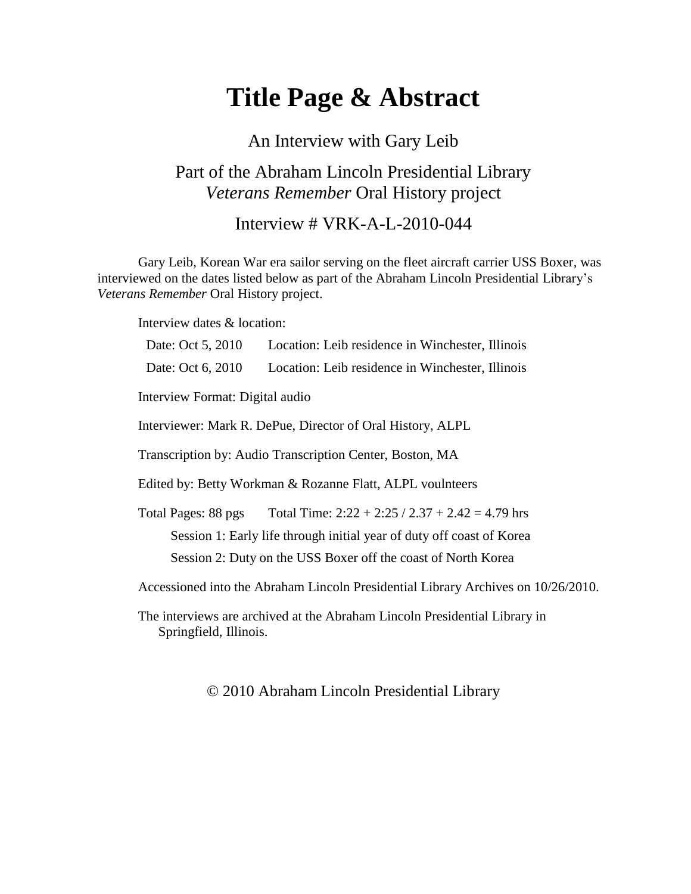# Title Page & Abstract

An Interview with Gary Leib

Part of the Abraham Lincoln Presidential Library
*Veterans Remember* Oral History project

Interview # VRK-A-L-2010-044

Gary Leib, Korean War era sailor serving on the fleet aircraft carrier USS Boxer, was interviewed on the dates listed below as part of the Abraham Lincoln Presidential Library's *Veterans Remember* Oral History project.

Interview dates & location:

Date: Oct 5, 2010 Location: Leib residence in Winchester, Illinois

Date: Oct 6, 2010 Location: Leib residence in Winchester, Illinois

Interview Format: Digital audio

Interviewer: Mark R. DePue, Director of Oral History, ALPL

Transcription by: Audio Transcription Center, Boston, MA

Edited by: Betty Workman & Rozanne Flatt, ALPL voulnteers

Total Pages: 88 pgs Total Time: 2:22 + 2:25 / 2.37 + 2.42 = 4.79 hrs

Session 1: Early life through initial year of duty off coast of Korea

Session 2: Duty on the USS Boxer off the coast of North Korea

Accessioned into the Abraham Lincoln Presidential Library Archives on 10/26/2010.

The interviews are archived at the Abraham Lincoln Presidential Library in Springfield, Illinois.

© 2010 Abraham Lincoln Presidential Library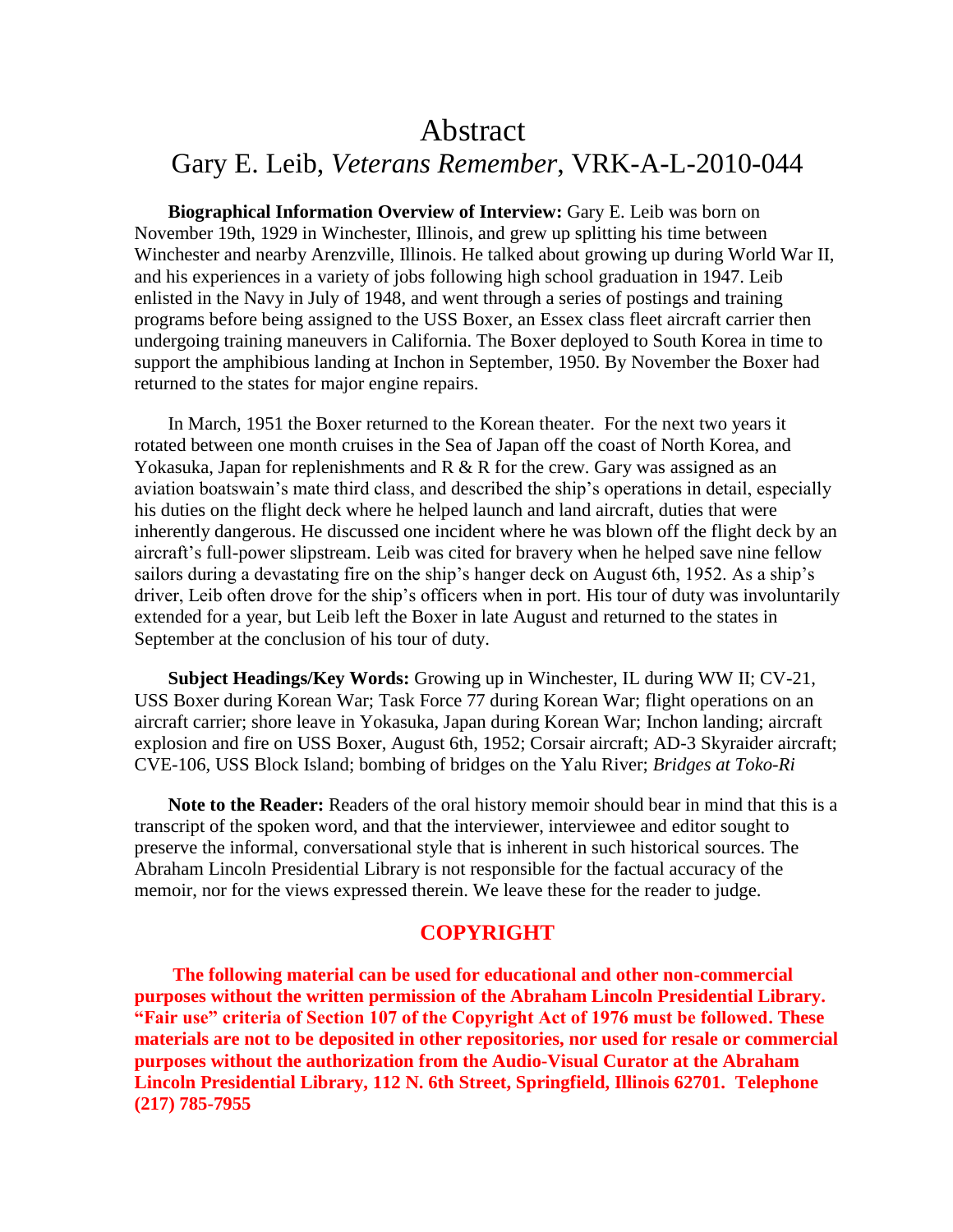# Abstract

## Gary E. Leib, *Veterans Remember*, VRK-A-L-2010-044

**Biographical Information Overview of Interview:** Gary E. Leib was born on November 19th, 1929 in Winchester, Illinois, and grew up splitting his time between Winchester and nearby Arenzville, Illinois. He talked about growing up during World War II, and his experiences in a variety of jobs following high school graduation in 1947. Leib enlisted in the Navy in July of 1948, and went through a series of postings and training programs before being assigned to the USS Boxer, an Essex class fleet aircraft carrier then undergoing training maneuvers in California. The Boxer deployed to South Korea in time to support the amphibious landing at Inchon in September, 1950. By November the Boxer had returned to the states for major engine repairs.

In March, 1951 the Boxer returned to the Korean theater. For the next two years it rotated between one month cruises in the Sea of Japan off the coast of North Korea, and Yokasuka, Japan for replenishments and R & R for the crew. Gary was assigned as an aviation boatswain's mate third class, and described the ship's operations in detail, especially his duties on the flight deck where he helped launch and land aircraft, duties that were inherently dangerous. He discussed one incident where he was blown off the flight deck by an aircraft's full-power slipstream. Leib was cited for bravery when he helped save nine fellow sailors during a devastating fire on the ship's hanger deck on August 6th, 1952. As a ship's driver, Leib often drove for the ship's officers when in port. His tour of duty was involuntarily extended for a year, but Leib left the Boxer in late August and returned to the states in September at the conclusion of his tour of duty.

**Subject Headings/Key Words:** Growing up in Winchester, IL during WW II; CV-21, USS Boxer during Korean War; Task Force 77 during Korean War; flight operations on an aircraft carrier; shore leave in Yokasuka, Japan during Korean War; Inchon landing; aircraft explosion and fire on USS Boxer, August 6th, 1952; Corsair aircraft; AD-3 Skyraider aircraft; CVE-106, USS Block Island; bombing of bridges on the Yalu River; *Bridges at Toko-Ri*

**Note to the Reader:** Readers of the oral history memoir should bear in mind that this is a transcript of the spoken word, and that the interviewer, interviewee and editor sought to preserve the informal, conversational style that is inherent in such historical sources. The Abraham Lincoln Presidential Library is not responsible for the factual accuracy of the memoir, nor for the views expressed therein. We leave these for the reader to judge.

## COPYRIGHT

**The following material can be used for educational and other non-commercial purposes without the written permission of the Abraham Lincoln Presidential Library. "Fair use" criteria of Section 107 of the Copyright Act of 1976 must be followed. These materials are not to be deposited in other repositories, nor used for resale or commercial purposes without the authorization from the Audio-Visual Curator at the Abraham Lincoln Presidential Library, 112 N. 6th Street, Springfield, Illinois 62701. Telephone (217) 785-7955**